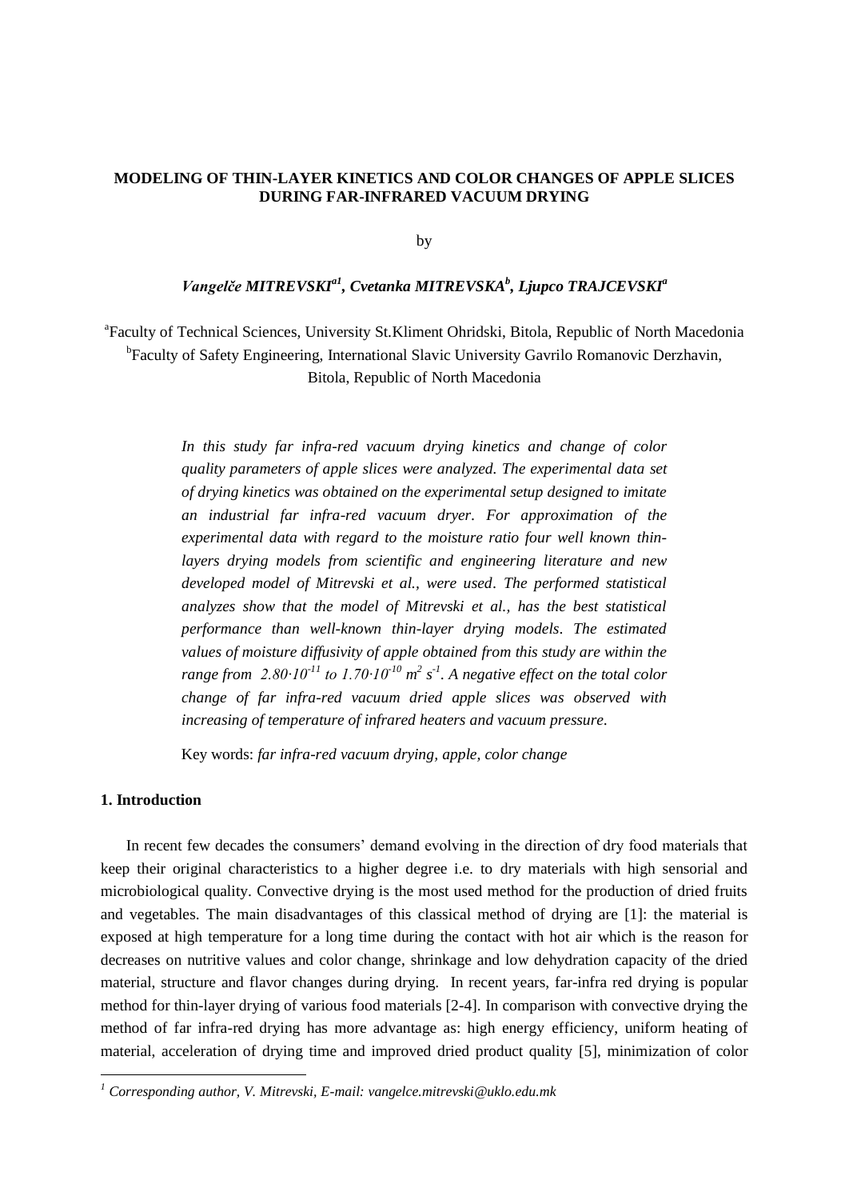# MODELING OF THIN-LAYER KINETICS AND COLOR CHANGES OF APPLE SLICES DURING FAR-INFRARED VACUUM DRYING

by

***Vangelče MITREVSKI[a1], Cvetanka MITREVSKA[b], Ljupco TRAJCEVSKI[a]***

[a]Faculty of Technical Sciences, University St.Kliment Ohridski, Bitola, Republic of North Macedonia
[b]Faculty of Safety Engineering, International Slavic University Gavrilo Romanovic Derzhavin, Bitola, Republic of North Macedonia

*In this study far infra-red vacuum drying kinetics and change of color quality parameters of apple slices were analyzed. The experimental data set of drying kinetics was obtained on the experimental setup designed to imitate an industrial far infra-red vacuum dryer. For approximation of the experimental data with regard to the moisture ratio four well known thin-layers drying models from scientific and engineering literature and new developed model of Mitrevski et al., were used. The performed statistical analyzes show that the model of Mitrevski et al., has the best statistical performance than well-known thin-layer drying models. The estimated values of moisture diffusivity of apple obtained from this study are within the range from $2.80\cdot10^{-11}$ to $1.70\cdot10^{-10}$ $m^2$ $s^{-1}$. A negative effect on the total color change of far infra-red vacuum dried apple slices was observed with increasing of temperature of infrared heaters and vacuum pressure.*

Key words: *far infra-red vacuum drying, apple, color change*

## 1. Introduction

In recent few decades the consumers' demand evolving in the direction of dry food materials that keep their original characteristics to a higher degree i.e. to dry materials with high sensorial and microbiological quality. Convective drying is the most used method for the production of dried fruits and vegetables. The main disadvantages of this classical method of drying are [1]: the material is exposed at high temperature for a long time during the contact with hot air which is the reason for decreases on nutritive values and color change, shrinkage and low dehydration capacity of the dried material, structure and flavor changes during drying. In recent years, far-infra red drying is popular method for thin-layer drying of various food materials [2-4]. In comparison with convective drying the method of far infra-red drying has more advantage as: high energy efficiency, uniform heating of material, acceleration of drying time and improved dried product quality [5], minimization of color

[1] *Corresponding author, V. Mitrevski, E-mail: vangelce.mitrevski@uklo.edu.mk*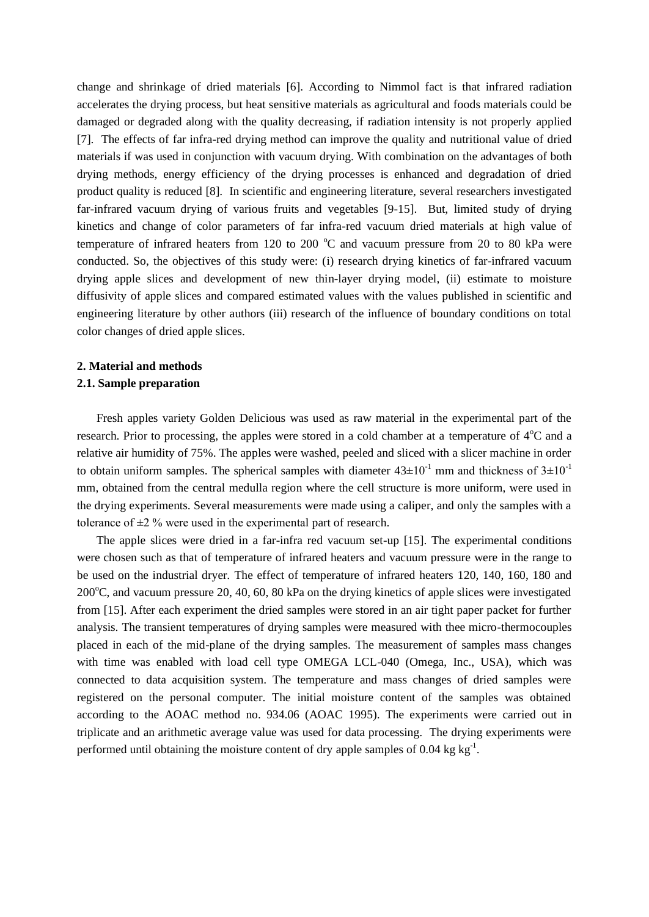change and shrinkage of dried materials [6]. According to Nimmol fact is that infrared radiation accelerates the drying process, but heat sensitive materials as agricultural and foods materials could be damaged or degraded along with the quality decreasing, if radiation intensity is not properly applied [7]. The effects of far infra-red drying method can improve the quality and nutritional value of dried materials if was used in conjunction with vacuum drying. With combination on the advantages of both drying methods, energy efficiency of the drying processes is enhanced and degradation of dried product quality is reduced [8]. In scientific and engineering literature, several researchers investigated far-infrared vacuum drying of various fruits and vegetables [9-15]. But, limited study of drying kinetics and change of color parameters of far infra-red vacuum dried materials at high value of temperature of infrared heaters from 120 to 200 $^{o}$C and vacuum pressure from 20 to 80 kPa were conducted. So, the objectives of this study were: (i) research drying kinetics of far-infrared vacuum drying apple slices and development of new thin-layer drying model, (ii) estimate to moisture diffusivity of apple slices and compared estimated values with the values published in scientific and engineering literature by other authors (iii) research of the influence of boundary conditions on total color changes of dried apple slices.

## 2. Material and methods

### 2.1. Sample preparation

Fresh apples variety Golden Delicious was used as raw material in the experimental part of the research. Prior to processing, the apples were stored in a cold chamber at a temperature of 4$^{o}$C and a relative air humidity of 75%. The apples were washed, peeled and sliced with a slicer machine in order to obtain uniform samples. The spherical samples with diameter $43\pm10^{-1}$ mm and thickness of $3\pm10^{-1}$ mm, obtained from the central medulla region where the cell structure is more uniform, were used in the drying experiments. Several measurements were made using a caliper, and only the samples with a tolerance of ±2 % were used in the experimental part of research.

The apple slices were dried in a far-infra red vacuum set-up [15]. The experimental conditions were chosen such as that of temperature of infrared heaters and vacuum pressure were in the range to be used on the industrial dryer. The effect of temperature of infrared heaters 120, 140, 160, 180 and 200$^{o}$C, and vacuum pressure 20, 40, 60, 80 kPa on the drying kinetics of apple slices were investigated from [15]. After each experiment the dried samples were stored in an air tight paper packet for further analysis. The transient temperatures of drying samples were measured with thee micro-thermocouples placed in each of the mid-plane of the drying samples. The measurement of samples mass changes with time was enabled with load cell type OMEGA LCL-040 (Omega, Inc., USA), which was connected to data acquisition system. The temperature and mass changes of dried samples were registered on the personal computer. The initial moisture content of the samples was obtained according to the AOAC method no. 934.06 (AOAC 1995). The experiments were carried out in triplicate and an arithmetic average value was used for data processing. The drying experiments were performed until obtaining the moisture content of dry apple samples of 0.04 kg kg$^{-1}$.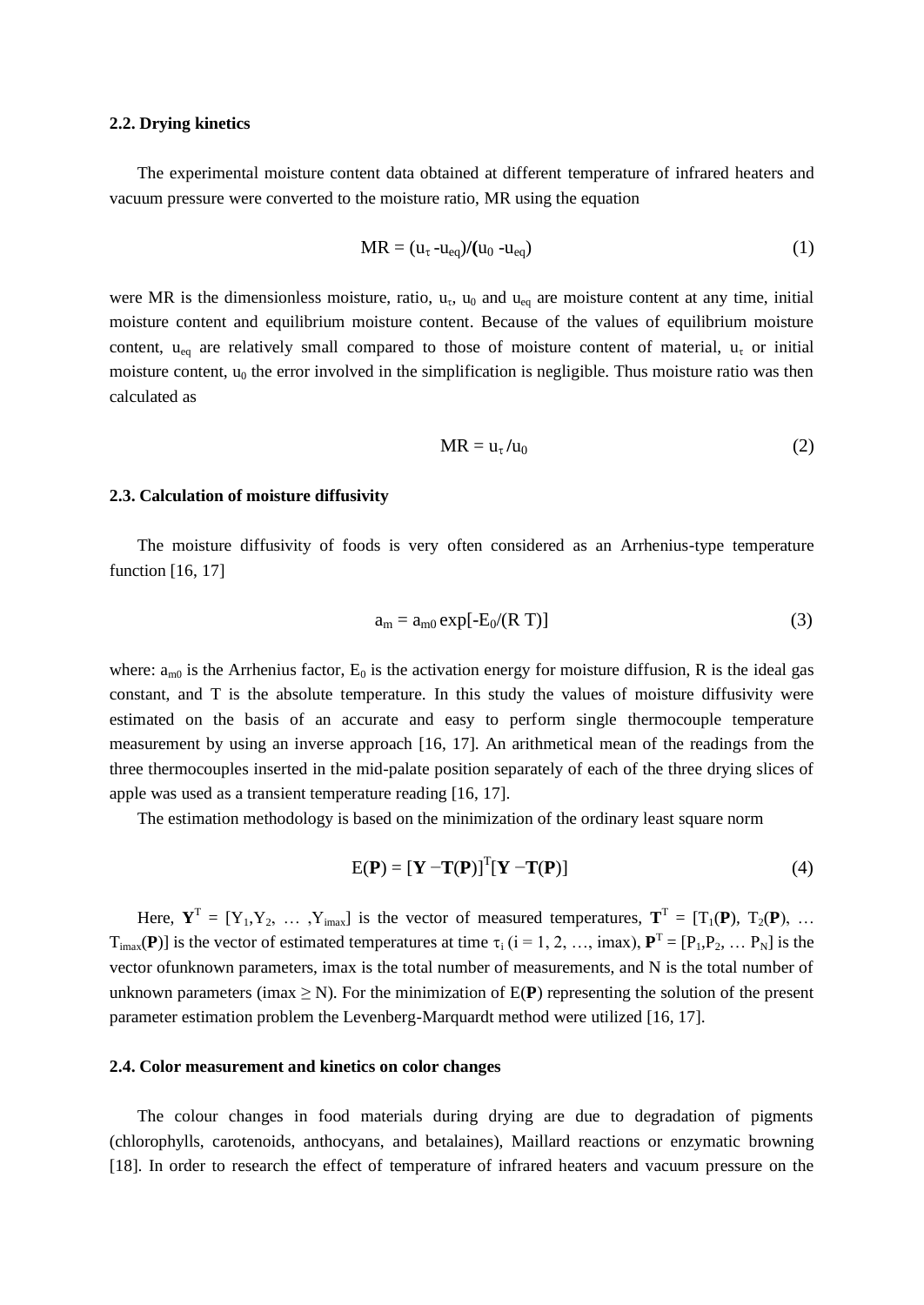### 2.2. Drying kinetics

The experimental moisture content data obtained at different temperature of infrared heaters and vacuum pressure were converted to the moisture ratio, MR using the equation

$$MR = (u_\tau - u_{eq})/(u_0 - u_{eq}) \tag{1}$$

were MR is the dimensionless moisture, ratio, $u_\tau$, $u_0$ and $u_{eq}$ are moisture content at any time, initial moisture content and equilibrium moisture content. Because of the values of equilibrium moisture content, $u_{eq}$ are relatively small compared to those of moisture content of material, $u_\tau$ or initial moisture content, $u_0$ the error involved in the simplification is negligible. Thus moisture ratio was then calculated as

$$MR = u_\tau / u_0 \tag{2}$$

### 2.3. Calculation of moisture diffusivity

The moisture diffusivity of foods is very often considered as an Arrhenius-type temperature function [16, 17]

$$a_m = a_{m0} \exp[-E_0/(R\,T)] \tag{3}$$

where: $a_{m0}$ is the Arrhenius factor, $E_0$ is the activation energy for moisture diffusion, R is the ideal gas constant, and T is the absolute temperature. In this study the values of moisture diffusivity were estimated on the basis of an accurate and easy to perform single thermocouple temperature measurement by using an inverse approach [16, 17]. An arithmetical mean of the readings from the three thermocouples inserted in the mid-palate position separately of each of the three drying slices of apple was used as a transient temperature reading [16, 17].

The estimation methodology is based on the minimization of the ordinary least square norm

$$E(\mathbf{P}) = [\mathbf{Y} - \mathbf{T}(\mathbf{P})]^T[\mathbf{Y} - \mathbf{T}(\mathbf{P})] \tag{4}$$

Here, $\mathbf{Y}^T = [Y_1, Y_2, \ldots, Y_{imax}]$ is the vector of measured temperatures, $\mathbf{T}^T = [T_1(\mathbf{P}), T_2(\mathbf{P}), \ldots T_{imax}(\mathbf{P})]$ is the vector of estimated temperatures at time $\tau_i$ ($i = 1, 2, \ldots, imax$), $\mathbf{P}^T = [P_1, P_2, \ldots P_N]$ is the vector ofunknown parameters, imax is the total number of measurements, and N is the total number of unknown parameters ($imax \geq N$). For the minimization of $E(\mathbf{P})$ representing the solution of the present parameter estimation problem the Levenberg-Marquardt method were utilized [16, 17].

### 2.4. Color measurement and kinetics on color changes

The colour changes in food materials during drying are due to degradation of pigments (chlorophylls, carotenoids, anthocyans, and betalaines), Maillard reactions or enzymatic browning [18]. In order to research the effect of temperature of infrared heaters and vacuum pressure on the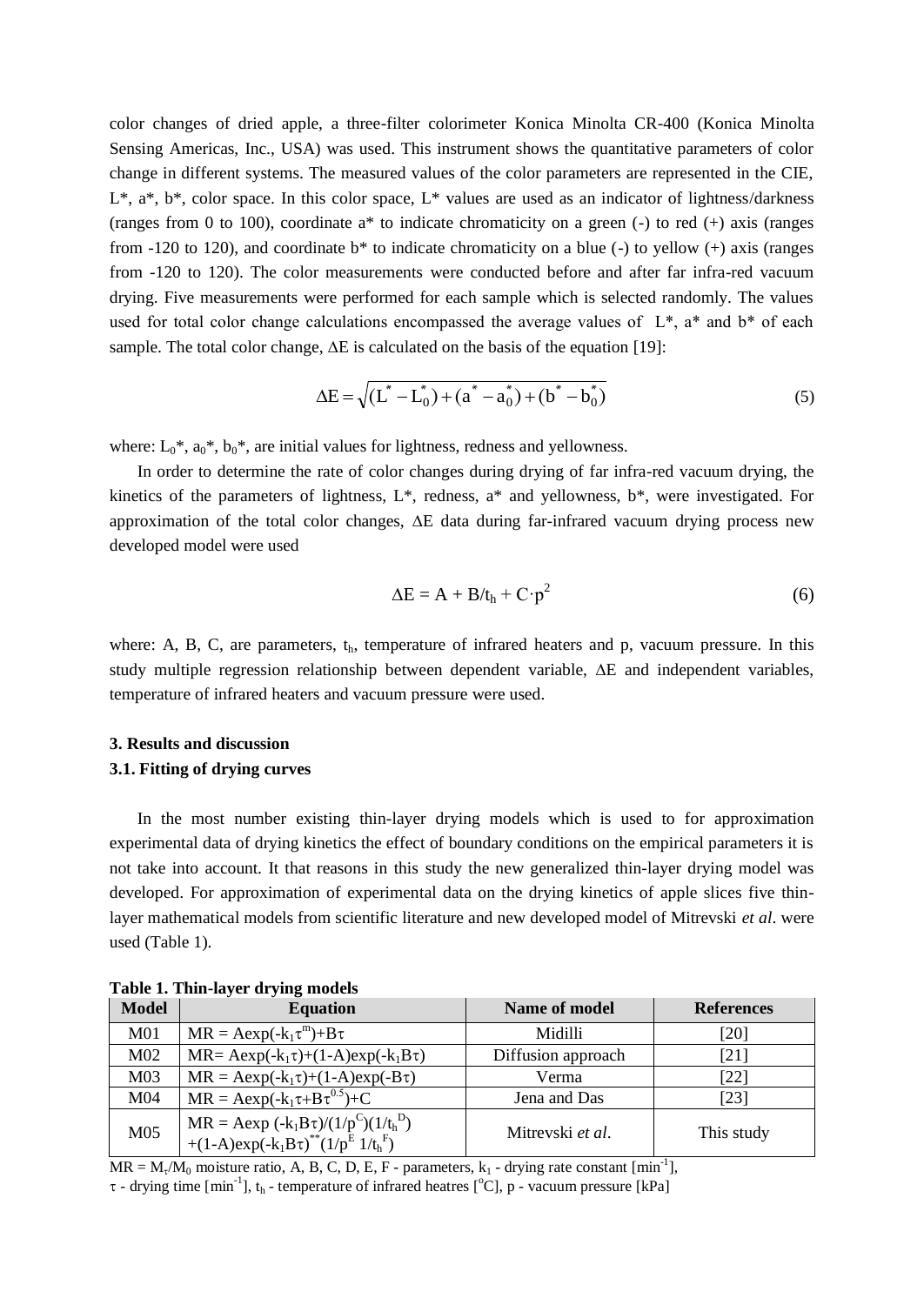color changes of dried apple, a three-filter colorimeter Konica Minolta CR-400 (Konica Minolta Sensing Americas, Inc., USA) was used. This instrument shows the quantitative parameters of color change in different systems. The measured values of the color parameters are represented in the CIE, L*, a*, b*, color space. In this color space, L* values are used as an indicator of lightness/darkness (ranges from 0 to 100), coordinate a* to indicate chromaticity on a green (-) to red (+) axis (ranges from -120 to 120), and coordinate b* to indicate chromaticity on a blue (-) to yellow (+) axis (ranges from -120 to 120). The color measurements were conducted before and after far infra-red vacuum drying. Five measurements were performed for each sample which is selected randomly. The values used for total color change calculations encompassed the average values of L*, a* and b* of each sample. The total color change, ΔE is calculated on the basis of the equation [19]:

$$\Delta E = \sqrt{(L^* - L_0^*) + (a^* - a_0^*) + (b^* - b_0^*)} \tag{5}$$

where: $L_0^*$, $a_0^*$, $b_0^*$, are initial values for lightness, redness and yellowness.

In order to determine the rate of color changes during drying of far infra-red vacuum drying, the kinetics of the parameters of lightness, L*, redness, a* and yellowness, b*, were investigated. For approximation of the total color changes, ΔE data during far-infrared vacuum drying process new developed model were used

$$\Delta E = A + B/t_h + C \cdot p^2 \tag{6}$$

where: A, B, C, are parameters, $t_h$, temperature of infrared heaters and p, vacuum pressure. In this study multiple regression relationship between dependent variable, ΔE and independent variables, temperature of infrared heaters and vacuum pressure were used.

## 3. Results and discussion

### 3.1. Fitting of drying curves

In the most number existing thin-layer drying models which is used to for approximation experimental data of drying kinetics the effect of boundary conditions on the empirical parameters it is not take into account. It that reasons in this study the new generalized thin-layer drying model was developed. For approximation of experimental data on the drying kinetics of apple slices five thin-layer mathematical models from scientific literature and new developed model of Mitrevski *et al*. were used (Table 1).

**Table 1. Thin-layer drying models**

| Model | Equation | Name of model | References |
|---|---|---|---|
| M01 | $MR = A\exp(-k_1\tau^m)+B\tau$ | Midilli | [20] |
| M02 | $MR= A\exp(-k_1\tau)+(1-A)\exp(-k_1B\tau)$ | Diffusion approach | [21] |
| M03 | $MR = A\exp(-k_1\tau)+(1-A)\exp(-B\tau)$ | Verma | [22] |
| M04 | $MR = A\exp(-k_1\tau+B\tau^{0.5})+C$ | Jena and Das | [23] |
| M05 | $MR = A\exp(-k_1B\tau)/(1/p^C)(1/t_h^D)$ $+(1-A)\exp(-k_1B\tau)^{**}(1/p^E\ 1/t_h^F)$ | Mitrevski *et al*. | This study |

$MR = M_\tau/M_0$ moisture ratio, A, B, C, D, E, F - parameters, $k_1$ - drying rate constant [$\min^{-1}$], $\tau$ - drying time [$\min^{-1}$], $t_h$ - temperature of infrared heatres [°C], p - vacuum pressure [kPa]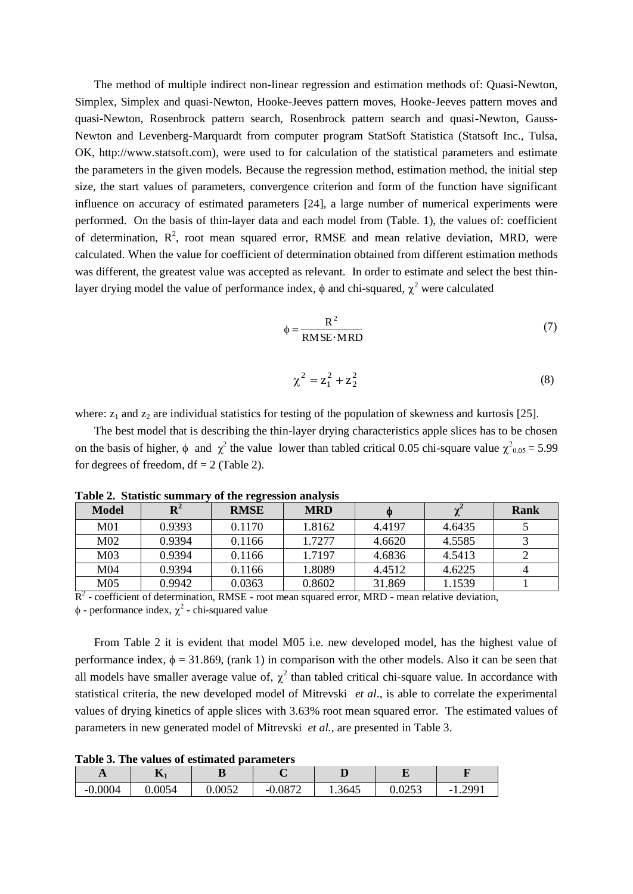The method of multiple indirect non-linear regression and estimation methods of: Quasi-Newton, Simplex, Simplex and quasi-Newton, Hooke-Jeeves pattern moves, Hooke-Jeeves pattern moves and quasi-Newton, Rosenbrock pattern search, Rosenbrock pattern search and quasi-Newton, Gauss-Newton and Levenberg-Marquardt from computer program StatSoft Statistica (Statsoft Inc., Tulsa, OK, http://www.statsoft.com), were used to for calculation of the statistical parameters and estimate the parameters in the given models. Because the regression method, estimation method, the initial step size, the start values of parameters, convergence criterion and form of the function have significant influence on accuracy of estimated parameters [24], a large number of numerical experiments were performed. On the basis of thin-layer data and each model from (Table. 1), the values of: coefficient of determination, $R^2$, root mean squared error, RMSE and mean relative deviation, MRD, were calculated. When the value for coefficient of determination obtained from different estimation methods was different, the greatest value was accepted as relevant. In order to estimate and select the best thin-layer drying model the value of performance index, $\phi$ and chi-squared, $\chi^2$ were calculated

$$\phi = \frac{R^2}{RMSE \cdot MRD} \tag{7}$$

$$\chi^2 = z_1^2 + z_2^2 \tag{8}$$

where: $z_1$ and $z_2$ are individual statistics for testing of the population of skewness and kurtosis [25].

The best model that is describing the thin-layer drying characteristics apple slices has to be chosen on the basis of higher, $\phi$ and $\chi^2$ the value lower than tabled critical 0.05 chi-square value $\chi^2_{0.05} = 5.99$ for degrees of freedom, df = 2 (Table 2).

**Table 2. Statistic summary of the regression analysis**

| Model | $R^2$ | RMSE | MRD | $\phi$ | $\chi^2$ | Rank |
|---|---|---|---|---|---|---|
| M01 | 0.9393 | 0.1170 | 1.8162 | 4.4197 | 4.6435 | 5 |
| M02 | 0.9394 | 0.1166 | 1.7277 | 4.6620 | 4.5585 | 3 |
| M03 | 0.9394 | 0.1166 | 1.7197 | 4.6836 | 4.5413 | 2 |
| M04 | 0.9394 | 0.1166 | 1.8089 | 4.4512 | 4.6225 | 4 |
| M05 | 0.9942 | 0.0363 | 0.8602 | 31.869 | 1.1539 | 1 |

$R^2$ - coefficient of determination, RMSE - root mean squared error, MRD - mean relative deviation, $\phi$ - performance index, $\chi^2$ - chi-squared value

From Table 2 it is evident that model M05 i.e. new developed model, has the highest value of performance index, $\phi = 31.869$, (rank 1) in comparison with the other models. Also it can be seen that all models have smaller average value of, $\chi^2$ than tabled critical chi-square value. In accordance with statistical criteria, the new developed model of Mitrevski *et al*., is able to correlate the experimental values of drying kinetics of apple slices with 3.63% root mean squared error. The estimated values of parameters in new generated model of Mitrevski *et al.*, are presented in Table 3.

**Table 3. The values of estimated parameters**

| A | $K_1$ | B | C | D | E | F |
|---|---|---|---|---|---|---|
| -0.0004 | 0.0054 | 0.0052 | -0.0872 | 1.3645 | 0.0253 | -1.2991 |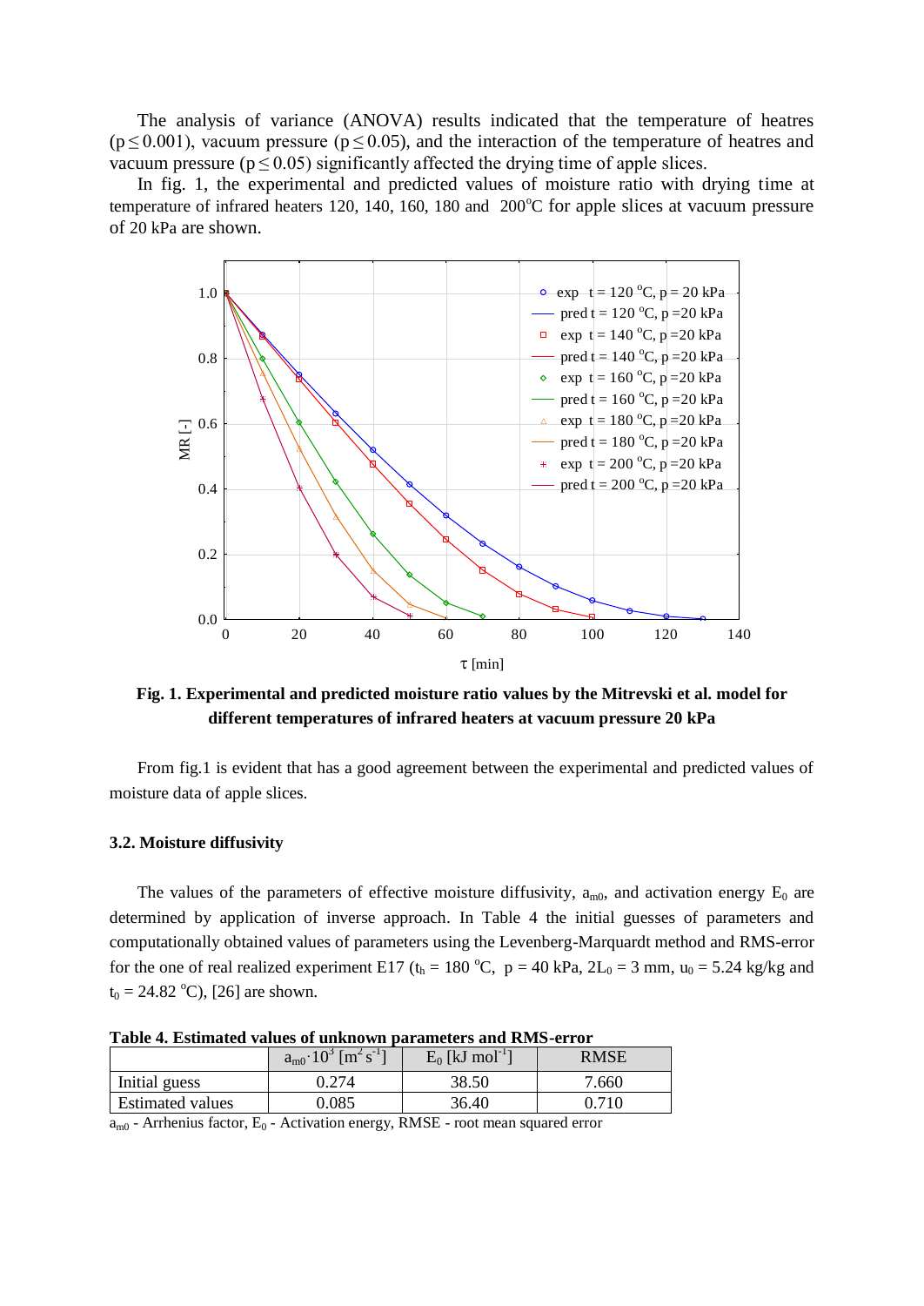The analysis of variance (ANOVA) results indicated that the temperature of heatres ($p \leq 0.001$), vacuum pressure ($p \leq 0.05$), and the interaction of the temperature of heatres and vacuum pressure ($p \leq 0.05$) significantly affected the drying time of apple slices.

In fig. 1, the experimental and predicted values of moisture ratio with drying time at temperature of infrared heaters 120, 140, 160, 180 and 200°C for apple slices at vacuum pressure of 20 kPa are shown.

**Fig. 1. Experimental and predicted moisture ratio values by the Mitrevski et al. model for different temperatures of infrared heaters at vacuum pressure 20 kPa**

From fig.1 is evident that has a good agreement between the experimental and predicted values of moisture data of apple slices.

### 3.2. Moisture diffusivity

The values of the parameters of effective moisture diffusivity, $a_{m0}$, and activation energy $E_0$ are determined by application of inverse approach. In Table 4 the initial guesses of parameters and computationally obtained values of parameters using the Levenberg-Marquardt method and RMS-error for the one of real realized experiment E17 ($t_h$ = 180 °C, p = 40 kPa, $2L_0$ = 3 mm, $u_0$ = 5.24 kg/kg and $t_0$ = 24.82 °C), [26] are shown.

**Table 4. Estimated values of unknown parameters and RMS-error**

| | $a_{m0} \cdot 10^3$ [$m^2 s^{-1}$] | $E_0$ [kJ $mol^{-1}$] | RMSE |
|---|---|---|---|
| Initial guess | 0.274 | 38.50 | 7.660 |
| Estimated values | 0.085 | 36.40 | 0.710 |

$a_{m0}$ - Arrhenius factor, $E_0$ - Activation energy, RMSE - root mean squared error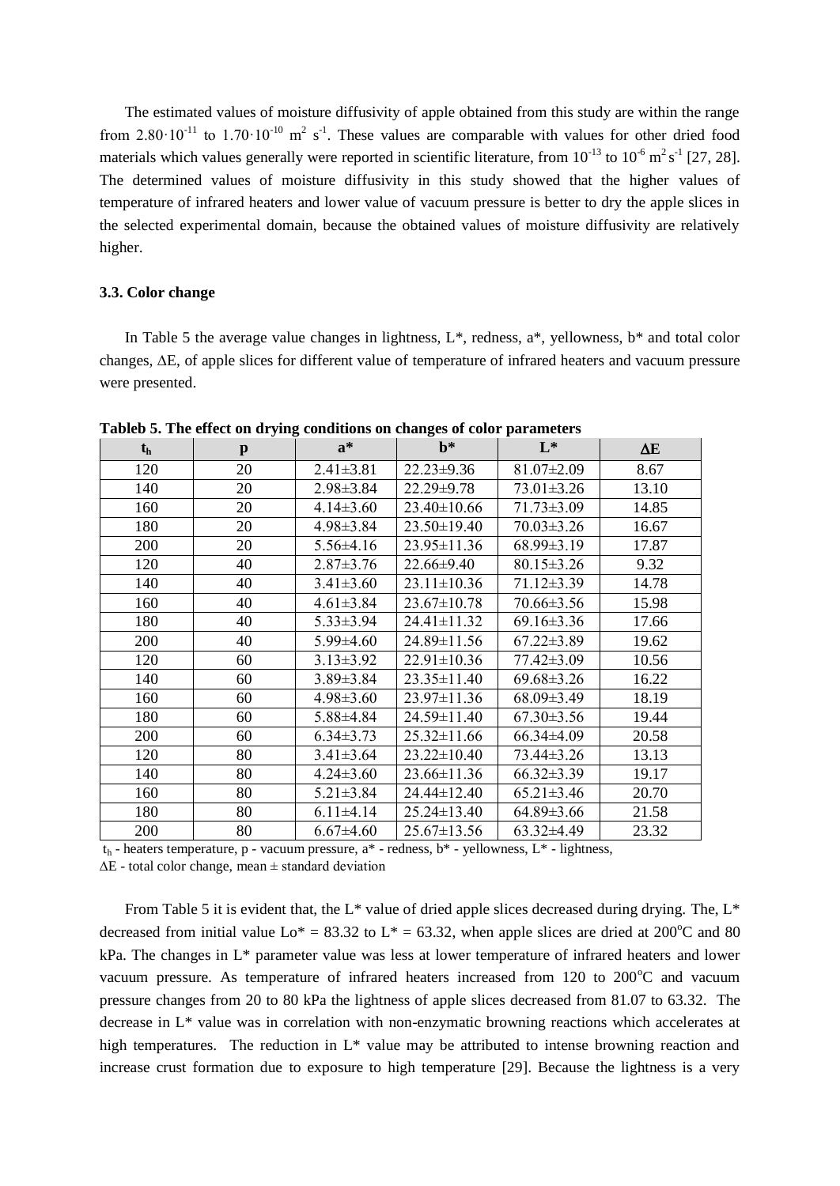The estimated values of moisture diffusivity of apple obtained from this study are within the range from $2.80 \cdot 10^{-11}$ to $1.70 \cdot 10^{-10}$ $m^2 s^{-1}$. These values are comparable with values for other dried food materials which values generally were reported in scientific literature, from $10^{-13}$ to $10^{-6}$ $m^2 s^{-1}$ [27, 28]. The determined values of moisture diffusivity in this study showed that the higher values of temperature of infrared heaters and lower value of vacuum pressure is better to dry the apple slices in the selected experimental domain, because the obtained values of moisture diffusivity are relatively higher.

### 3.3. Color change

In Table 5 the average value changes in lightness, L*, redness, a*, yellowness, b* and total color changes, ΔE, of apple slices for different value of temperature of infrared heaters and vacuum pressure were presented.

**Tableb 5. The effect on drying conditions on changes of color parameters**

| $t_h$ | p | a* | b* | L* | ΔE |
|---|---|---|---|---|---|
| 120 | 20 | 2.41±3.81 | 22.23±9.36 | 81.07±2.09 | 8.67 |
| 140 | 20 | 2.98±3.84 | 22.29±9.78 | 73.01±3.26 | 13.10 |
| 160 | 20 | 4.14±3.60 | 23.40±10.66 | 71.73±3.09 | 14.85 |
| 180 | 20 | 4.98±3.84 | 23.50±19.40 | 70.03±3.26 | 16.67 |
| 200 | 20 | 5.56±4.16 | 23.95±11.36 | 68.99±3.19 | 17.87 |
| 120 | 40 | 2.87±3.76 | 22.66±9.40 | 80.15±3.26 | 9.32 |
| 140 | 40 | 3.41±3.60 | 23.11±10.36 | 71.12±3.39 | 14.78 |
| 160 | 40 | 4.61±3.84 | 23.67±10.78 | 70.66±3.56 | 15.98 |
| 180 | 40 | 5.33±3.94 | 24.41±11.32 | 69.16±3.36 | 17.66 |
| 200 | 40 | 5.99±4.60 | 24.89±11.56 | 67.22±3.89 | 19.62 |
| 120 | 60 | 3.13±3.92 | 22.91±10.36 | 77.42±3.09 | 10.56 |
| 140 | 60 | 3.89±3.84 | 23.35±11.40 | 69.68±3.26 | 16.22 |
| 160 | 60 | 4.98±3.60 | 23.97±11.36 | 68.09±3.49 | 18.19 |
| 180 | 60 | 5.88±4.84 | 24.59±11.40 | 67.30±3.56 | 19.44 |
| 200 | 60 | 6.34±3.73 | 25.32±11.66 | 66.34±4.09 | 20.58 |
| 120 | 80 | 3.41±3.64 | 23.22±10.40 | 73.44±3.26 | 13.13 |
| 140 | 80 | 4.24±3.60 | 23.66±11.36 | 66.32±3.39 | 19.17 |
| 160 | 80 | 5.21±3.84 | 24.44±12.40 | 65.21±3.46 | 20.70 |
| 180 | 80 | 6.11±4.14 | 25.24±13.40 | 64.89±3.66 | 21.58 |
| 200 | 80 | 6.67±4.60 | 25.67±13.56 | 63.32±4.49 | 23.32 |

$t_h$ - heaters temperature, p - vacuum pressure, a* - redness, b* - yellowness, L* - lightness,
ΔE - total color change, mean ± standard deviation

From Table 5 it is evident that, the L* value of dried apple slices decreased during drying. The, L* decreased from initial value Lo* = 83.32 to L* = 63.32, when apple slices are dried at 200°C and 80 kPa. The changes in L* parameter value was less at lower temperature of infrared heaters and lower vacuum pressure. As temperature of infrared heaters increased from 120 to 200°C and vacuum pressure changes from 20 to 80 kPa the lightness of apple slices decreased from 81.07 to 63.32. The decrease in L* value was in correlation with non-enzymatic browning reactions which accelerates at high temperatures. The reduction in L* value may be attributed to intense browning reaction and increase crust formation due to exposure to high temperature [29]. Because the lightness is a very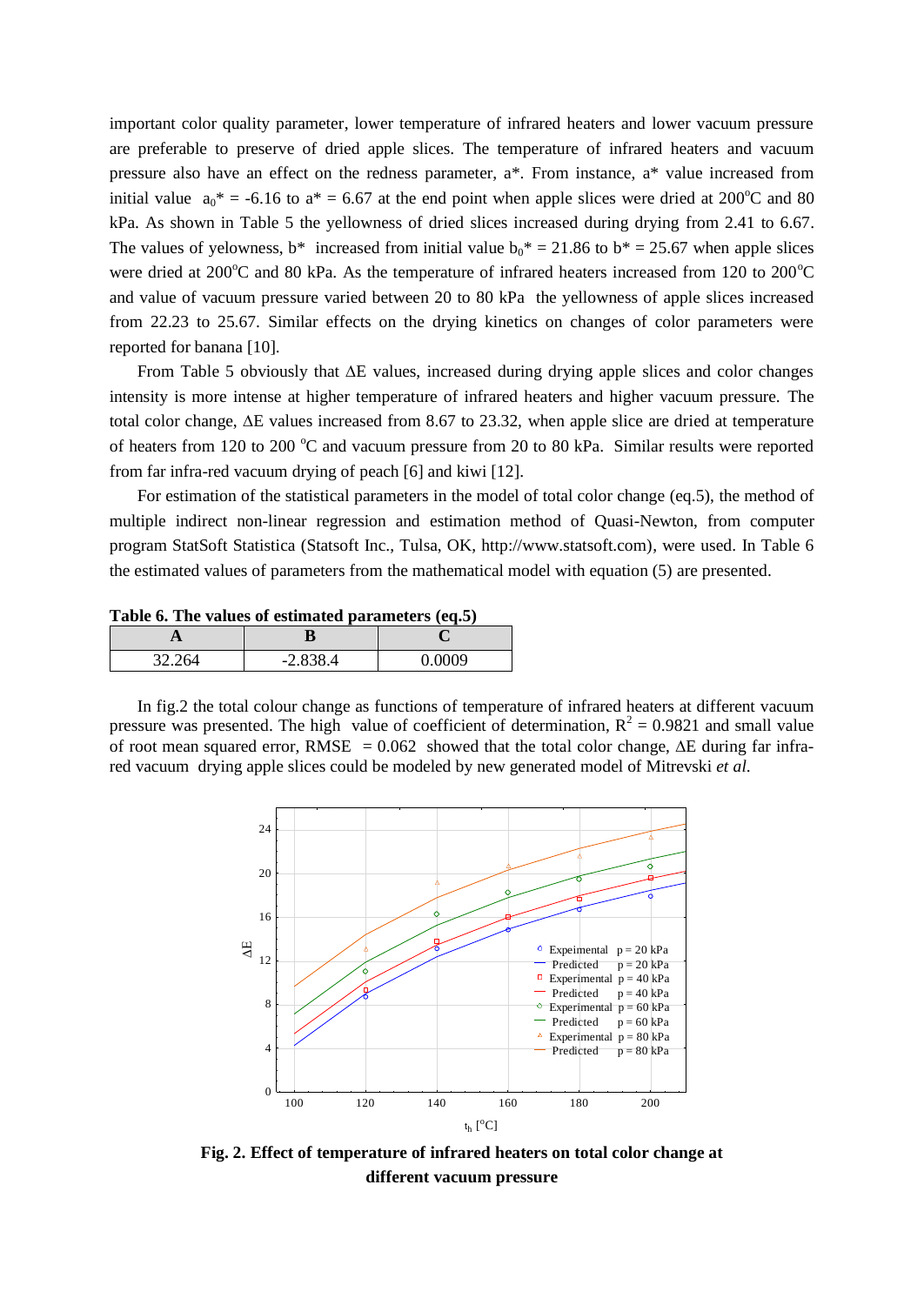important color quality parameter, lower temperature of infrared heaters and lower vacuum pressure are preferable to preserve of dried apple slices. The temperature of infrared heaters and vacuum pressure also have an effect on the redness parameter, a*. From instance, a* value increased from initial value $a_0^*$ = -6.16 to a* = 6.67 at the end point when apple slices were dried at 200°C and 80 kPa. As shown in Table 5 the yellowness of dried slices increased during drying from 2.41 to 6.67. The values of yelowness, b* increased from initial value $b_0^*$ = 21.86 to b* = 25.67 when apple slices were dried at 200°C and 80 kPa. As the temperature of infrared heaters increased from 120 to 200°C and value of vacuum pressure varied between 20 to 80 kPa the yellowness of apple slices increased from 22.23 to 25.67. Similar effects on the drying kinetics on changes of color parameters were reported for banana [10].

From Table 5 obviously that ΔE values, increased during drying apple slices and color changes intensity is more intense at higher temperature of infrared heaters and higher vacuum pressure. The total color change, ΔE values increased from 8.67 to 23.32, when apple slice are dried at temperature of heaters from 120 to 200 °C and vacuum pressure from 20 to 80 kPa. Similar results were reported from far infra-red vacuum drying of peach [6] and kiwi [12].

For estimation of the statistical parameters in the model of total color change (eq.5), the method of multiple indirect non-linear regression and estimation method of Quasi-Newton, from computer program StatSoft Statistica (Statsoft Inc., Tulsa, OK, http://www.statsoft.com), were used. In Table 6 the estimated values of parameters from the mathematical model with equation (5) are presented.

**Table 6. The values of estimated parameters (eq.5)**

| A | B | C |
|---|---|---|
| 32.264 | -2.838.4 | 0.0009 |

In fig.2 the total colour change as functions of temperature of infrared heaters at different vacuum pressure was presented. The high value of coefficient of determination, $R^2$ = 0.9821 and small value of root mean squared error, RMSE = 0.062 showed that the total color change, ΔE during far infra-red vacuum drying apple slices could be modeled by new generated model of Mitrevski *et al.*

**Fig. 2. Effect of temperature of infrared heaters on total color change at different vacuum pressure**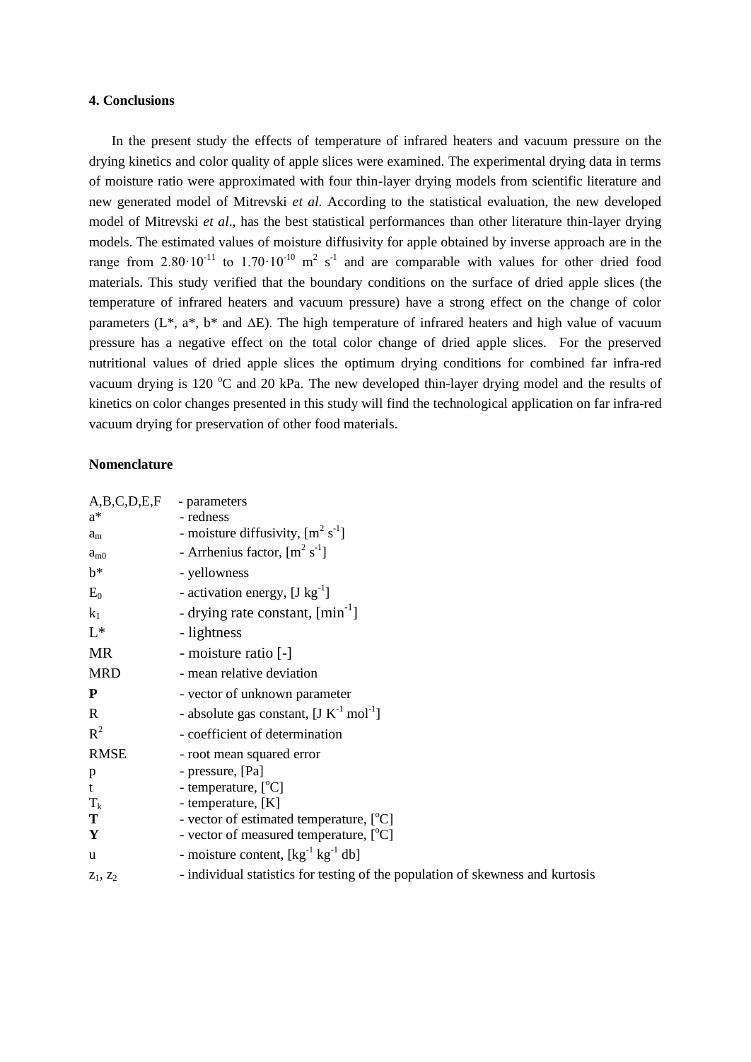#### 4. Conclusions

In the present study the effects of temperature of infrared heaters and vacuum pressure on the drying kinetics and color quality of apple slices were examined. The experimental drying data in terms of moisture ratio were approximated with four thin-layer drying models from scientific literature and new generated model of Mitrevski *et al*. According to the statistical evaluation, the new developed model of Mitrevski *et al*., has the best statistical performances than other literature thin-layer drying models. The estimated values of moisture diffusivity for apple obtained by inverse approach are in the range from $2.80 \cdot 10^{-11}$ to $1.70 \cdot 10^{-10}$ $m^2$ $s^{-1}$ and are comparable with values for other dried food materials. This study verified that the boundary conditions on the surface of dried apple slices (the temperature of infrared heaters and vacuum pressure) have a strong effect on the change of color parameters ($L^*$, $a^*$, $b^*$ and $\Delta E$). The high temperature of infrared heaters and high value of vacuum pressure has a negative effect on the total color change of dried apple slices. For the preserved nutritional values of dried apple slices the optimum drying conditions for combined far infra-red vacuum drying is 120 $^oC$ and 20 kPa. The new developed thin-layer drying model and the results of kinetics on color changes presented in this study will find the technological application on far infra-red vacuum drying for preservation of other food materials.

#### Nomenclature

| | |
|---|---|
| A,B,C,D,E,F | - parameters |
| $a^*$ | - redness |
| $a_m$ | - moisture diffusivity, [$m^2$ $s^{-1}$] |
| $a_{m0}$ | - Arrhenius factor, [$m^2$ $s^{-1}$] |
| $b^*$ | - yellowness |
| $E_0$ | - activation energy, [J $kg^{-1}$] |
| $k_1$ | - drying rate constant, [$min^{-1}$] |
| $L^*$ | - lightness |
| MR | - moisture ratio [-] |
| MRD | - mean relative deviation |
| **P** | - vector of unknown parameter |
| R | - absolute gas constant, [J $K^{-1}$ $mol^{-1}$] |
| $R^2$ | - coefficient of determination |
| RMSE | - root mean squared error |
| p | - pressure, [Pa] |
| t | - temperature, [$^oC$] |
| $T_k$ | - temperature, [K] |
| **T** | - vector of estimated temperature, [$^oC$] |
| **Y** | - vector of measured temperature, [$^oC$] |
| u | - moisture content, [$kg^{-1}$ $kg^{-1}$ db] |
| $z_1$, $z_2$ | - individual statistics for testing of the population of skewness and kurtosis |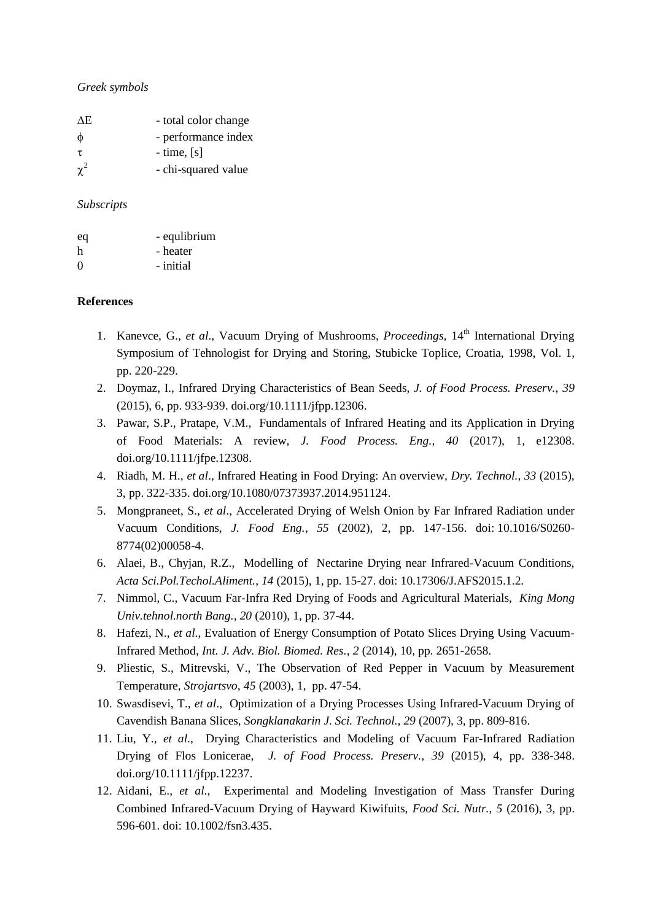*Greek symbols*

| | |
|---|---|
| $\Delta E$ | - total color change |
| $\phi$ | - performance index |
| $\tau$ | - time, [s] |
| $\chi^2$ | - chi-squared value |

*Subscripts*

| | |
|---|---|
| eq | - equlibrium |
| h | - heater |
| 0 | - initial |

**References**

1. Kanevce, G., *et al*., Vacuum Drying of Mushrooms, *Proceedings*, 14th International Drying Symposium of Tehnologist for Drying and Storing, Stubicke Toplice, Croatia, 1998, Vol. 1, pp. 220-229.
2. Doymaz, I., Infrared Drying Characteristics of Bean Seeds, *J. of Food Process. Preserv.*, *39* (2015), 6, pp. 933-939. doi.org/10.1111/jfpp.12306.
3. Pawar, S.P., Pratape, V.M., Fundamentals of Infrared Heating and its Application in Drying of Food Materials: A review, *J. Food Process. Eng., 40* (2017), 1, e12308. doi.org/10.1111/jfpe.12308.
4. Riadh, M. H., *et al*., Infrared Heating in Food Drying: An overview, *Dry. Technol.*, *33* (2015), 3, pp. 322-335. doi.org/10.1080/07373937.2014.951124.
5. Mongpraneet, S., *et al*., Accelerated Drying of Welsh Onion by Far Infrared Radiation under Vacuum Conditions, *J. Food Eng.*, *55* (2002), 2, pp. 147-156. doi: 10.1016/S0260-8774(02)00058-4.
6. Alaei, B., Chyjan, R.Z., Modelling of Nectarine Drying near Infrared-Vacuum Conditions, *Acta Sci.Pol.Techol.Aliment.*, *14* (2015), 1, pp. 15-27. doi: 10.17306/J.AFS2015.1.2.
7. Nimmol, C., Vacuum Far-Infra Red Drying of Foods and Agricultural Materials, *King Mong Univ.tehnol.north Bang.*, *20* (2010), 1, pp. 37-44.
8. Hafezi, N., *et al*., Evaluation of Energy Consumption of Potato Slices Drying Using Vacuum-Infrared Method, *Int. J. Adv. Biol. Biomed. Res.*, *2* (2014), 10, pp. 2651-2658.
9. Pliestic, S., Mitrevski, V., The Observation of Red Pepper in Vacuum by Measurement Temperature, *Strojartsvo*, *45* (2003), 1, pp. 47-54.
10. Swasdisevi, T., *et al*., Optimization of a Drying Processes Using Infrared-Vacuum Drying of Cavendish Banana Slices, *Songklanakarin J. Sci. Technol.*, *29* (2007), 3, pp. 809-816.
11. Liu, Y., *et al*., Drying Characteristics and Modeling of Vacuum Far-Infrared Radiation Drying of Flos Lonicerae, *J. of Food Process. Preserv.*, *39* (2015), 4, pp. 338-348. doi.org/10.1111/jfpp.12237.
12. Aidani, E., *et al*., Experimental and Modeling Investigation of Mass Transfer During Combined Infrared-Vacuum Drying of Hayward Kiwifuits, *Food Sci. Nutr., 5* (2016), 3, pp. 596-601. doi: 10.1002/fsn3.435.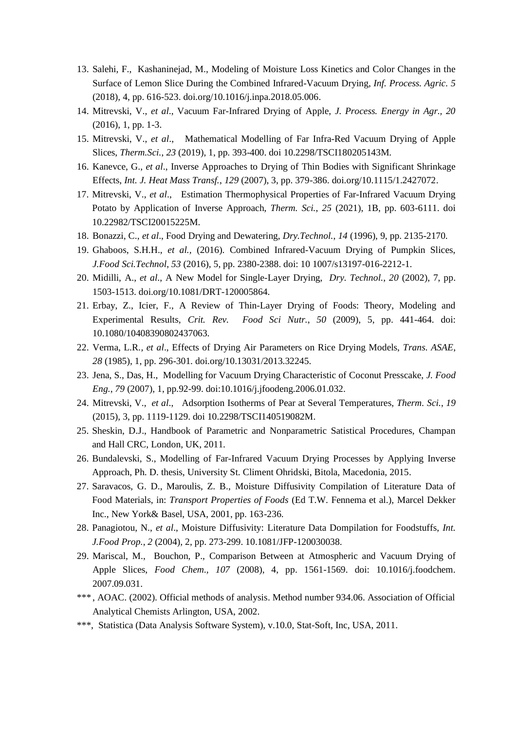13. Salehi, F., Kashaninejad, M., Modeling of Moisture Loss Kinetics and Color Changes in the Surface of Lemon Slice During the Combined Infrared-Vacuum Drying, *Inf. Process. Agric. 5* (2018), 4, pp. 616-523. doi.org/10.1016/j.inpa.2018.05.006.
14. Mitrevski, V., *et al*., Vacuum Far-Infrared Drying of Apple, *J. Process. Energy in Agr., 20* (2016), 1, pp. 1-3.
15. Mitrevski, V., *et al*., Mathematical Modelling of Far Infra-Red Vacuum Drying of Apple Slices, *Therm.Sci., 23* (2019), 1, pp. 393-400. doi 10.2298/TSCI180205143M.
16. Kanevce, G., *et al*., Inverse Approaches to Drying of Thin Bodies with Significant Shrinkage Effects, *Int. J. Heat Mass Transf., 129* (2007), 3, pp. 379-386. doi.org/10.1115/1.2427072.
17. Mitrevski, V., *et al*., Estimation Thermophysical Properties of Far-Infrared Vacuum Drying Potato by Application of Inverse Approach, *Therm. Sci., 25* (2021), 1B, pp. 603-6111. doi 10.22982/TSCI20015225M.
18. Bonazzi, C., *et al*., Food Drying and Dewatering, *Dry.Technol., 14* (1996), 9, pp. 2135-2170.
19. Ghaboos, S.H.H., *et al.,* (2016). Combined Infrared-Vacuum Drying of Pumpkin Slices, *J.Food Sci.Technol*, *53* (2016), 5, pp. 2380-2388. doi: 10 1007/s13197-016-2212-1.
20. Midilli, A., *et al*., A New Model for Single-Layer Drying, *Dry. Technol., 20* (2002), 7, pp. 1503-1513. doi.org/10.1081/DRT-120005864.
21. Erbay, Z., Icier, F., A Review of Thin-Layer Drying of Foods: Theory, Modeling and Experimental Results, *Crit. Rev. Food Sci Nutr., 50* (2009), 5, pp. 441-464. doi: 10.1080/10408390802437063.
22. Verma, L.R., *et al*., Effects of Drying Air Parameters on Rice Drying Models, *Trans. ASAE, 28* (1985), 1, pp. 296-301. doi.org/10.13031/2013.32245.
23. Jena, S., Das, H., Modelling for Vacuum Drying Characteristic of Coconut Presscake, *J. Food Eng.*, *79* (2007), 1, pp.92-99. doi:10.1016/j.jfoodeng.2006.01.032.
24. Mitrevski, V., *et al*., Adsorption Isotherms of Pear at Several Temperatures, *Therm. Sci., 19* (2015), 3, pp. 1119-1129. doi 10.2298/TSCI140519082M.
25. Sheskin, D.J., Handbook of Parametric and Nonparametric Satistical Procedures, Champan and Hall CRC, London, UK, 2011.
26. Bundalevski, S., Modelling of Far-Infrared Vacuum Drying Processes by Applying Inverse Approach, Ph. D. thesis, University St. Climent Ohridski, Bitola, Macedonia, 2015.
27. Saravacos, G. D., Maroulis, Z. B., Moisture Diffusivity Compilation of Literature Data of Food Materials, in: *Transport Properties of Foods* (Ed T.W. Fennema et al.), Marcel Dekker Inc., New York& Basel, USA, 2001, pp. 163-236.
28. Panagiotou, N., *et al*., Moisture Diffusivity: Literature Data Dompilation for Foodstuffs, *Int. J.Food Prop., 2* (2004), 2, pp. 273-299. 10.1081/JFP-120030038.
29. Mariscal, M., Bouchon, P., Comparison Between at Atmospheric and Vacuum Drying of Apple Slices, *Food Chem., 107* (2008), 4, pp. 1561-1569. doi: 10.1016/j.foodchem. 2007.09.031.

\*\*\*, AOAC. (2002). Official methods of analysis. Method number 934.06. Association of Official Analytical Chemists Arlington, USA, 2002.

\*\*\*, Statistica (Data Analysis Software System), v.10.0, Stat-Soft, Inc, USA, 2011.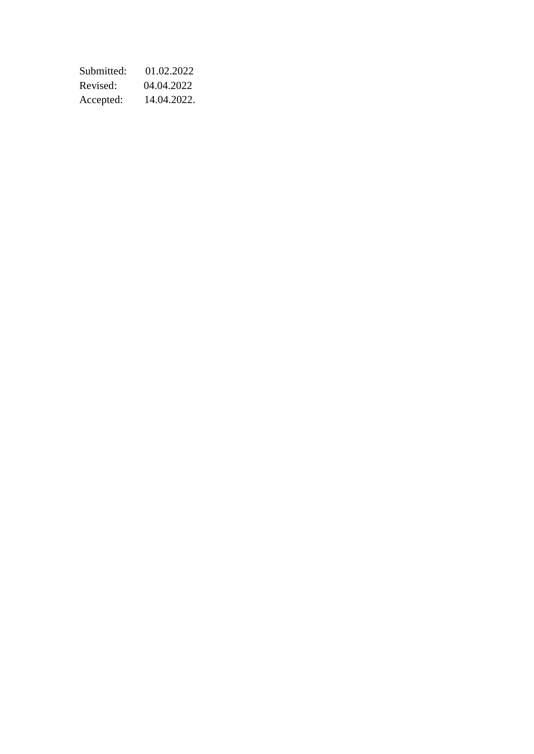Submitted: 01.02.2022
Revised: 04.04.2022
Accepted: 14.04.2022.